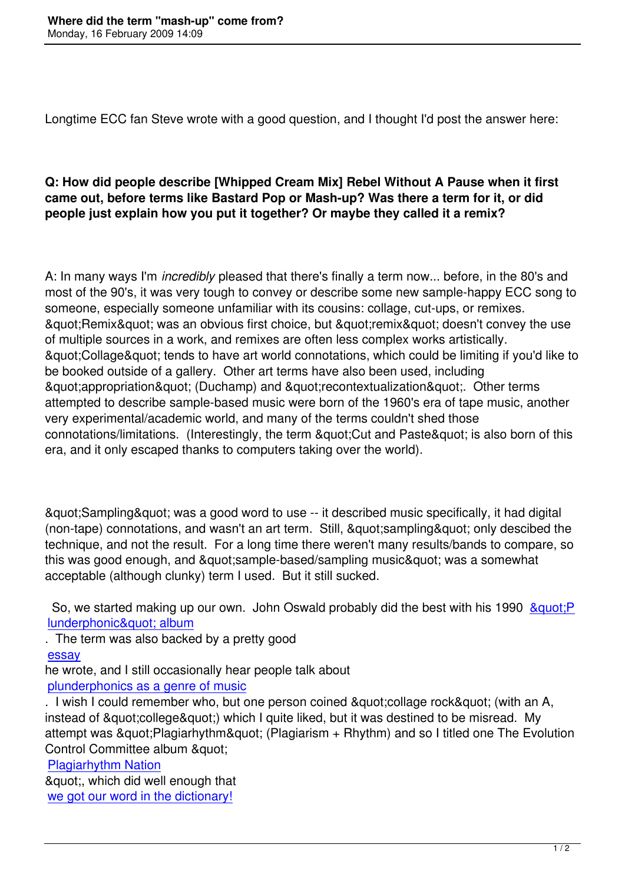# Where did the term "mash-up" come from?

Monday, 16 February 2009 14:09

Longtime ECC fan Steve wrote with a good question, and I thought I'd post the answer here:

**Q: How did people describe [Whipped Cream Mix] Rebel Without A Pause when it first came out, before terms like Bastard Pop or Mash-up? Was there a term for it, or did people just explain how you put it together? Or maybe they called it a remix?**

A: In many ways I'm *incredibly* pleased that there's finally a term now... before, in the 80's and most of the 90's, it was very tough to convey or describe some new sample-happy ECC song to someone, especially someone unfamiliar with its cousins: collage, cut-ups, or remixes. &quot;Remix&quot; was an obvious first choice, but &quot;remix&quot; doesn't convey the use of multiple sources in a work, and remixes are often less complex works artistically. &quot;Collage&quot; tends to have art world connotations, which could be limiting if you'd like to be booked outside of a gallery. Other art terms have also been used, including &quot;appropriation&quot; (Duchamp) and &quot;recontextualization&quot;. Other terms attempted to describe sample-based music were born of the 1960's era of tape music, another very experimental/academic world, and many of the terms couldn't shed those connotations/limitations. (Interestingly, the term &quot;Cut and Paste&quot; is also born of this era, and it only escaped thanks to computers taking over the world).

&quot;Sampling&quot; was a good word to use -- it described music specifically, it had digital (non-tape) connotations, and wasn't an art term. Still, &quot;sampling&quot; only descibed the technique, and not the result. For a long time there weren't many results/bands to compare, so this was good enough, and &quot;sample-based/sampling music&quot; was a somewhat acceptable (although clunky) term I used. But it still sucked.

So, we started making up our own. John Oswald probably did the best with his 1990 &quot;Plunderphonic&quot; album. The term was also backed by a pretty good essay he wrote, and I still occasionally hear people talk about plunderphonics as a genre of music. I wish I could remember who, but one person coined &quot;collage rock&quot; (with an A, instead of &quot;college&quot;) which I quite liked, but it was destined to be misread. My attempt was &quot;Plagiarhythm&quot; (Plagiarism + Rhythm) and so I titled one The Evolution Control Committee album &quot;Plagiarhythm Nation&quot;, which did well enough that we got our word in the dictionary!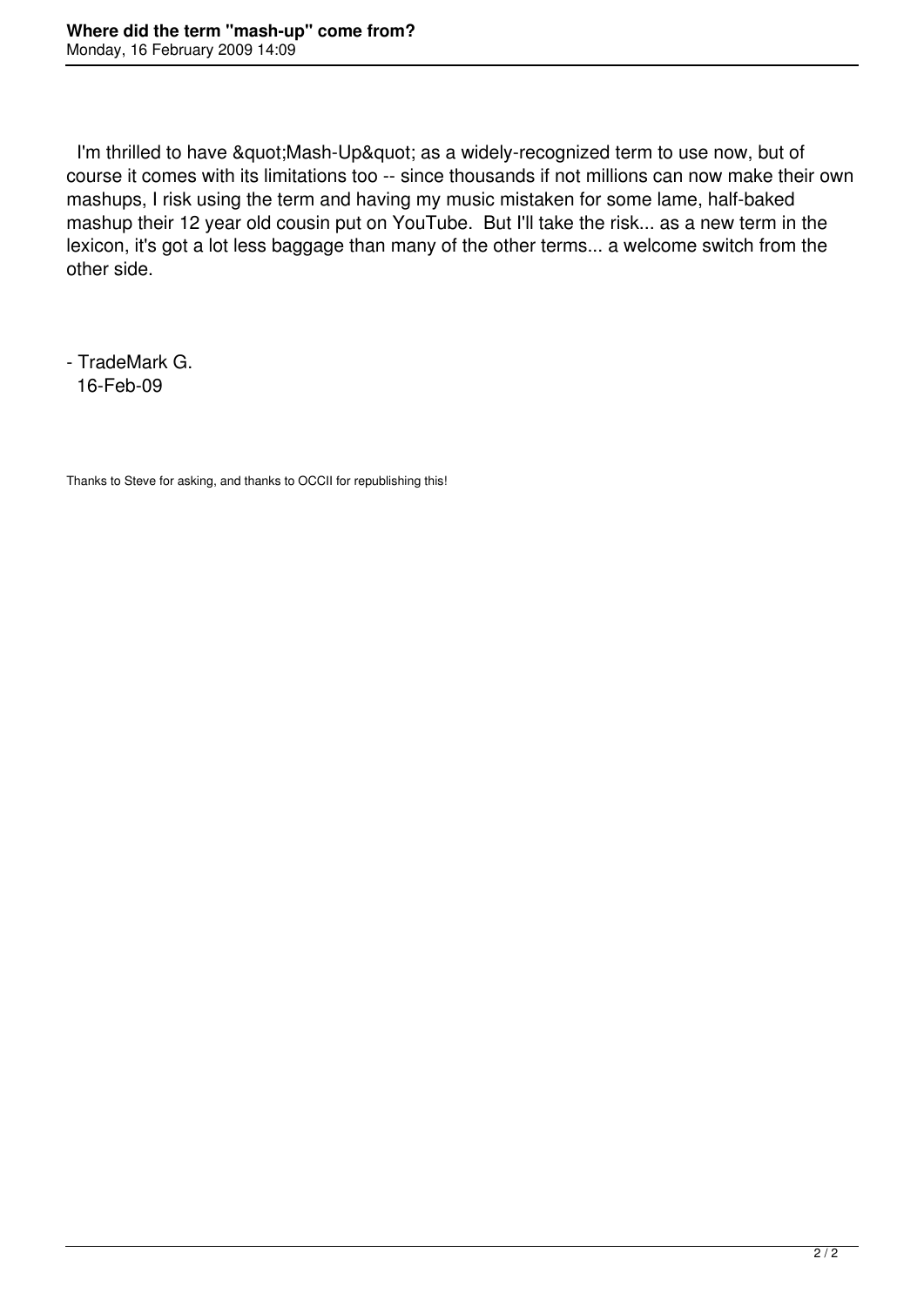I'm thrilled to have &quot;Mash-Up&quot; as a widely-recognized term to use now, but of course it comes with its limitations too -- since thousands if not millions can now make their own mashups, I risk using the term and having my music mistaken for some lame, half-baked mashup their 12 year old cousin put on YouTube. But I'll take the risk... as a new term in the lexicon, it's got a lot less baggage than many of the other terms... a welcome switch from the other side.

- TradeMark G.
  16-Feb-09

Thanks to Steve for asking, and thanks to OCCII for republishing this!